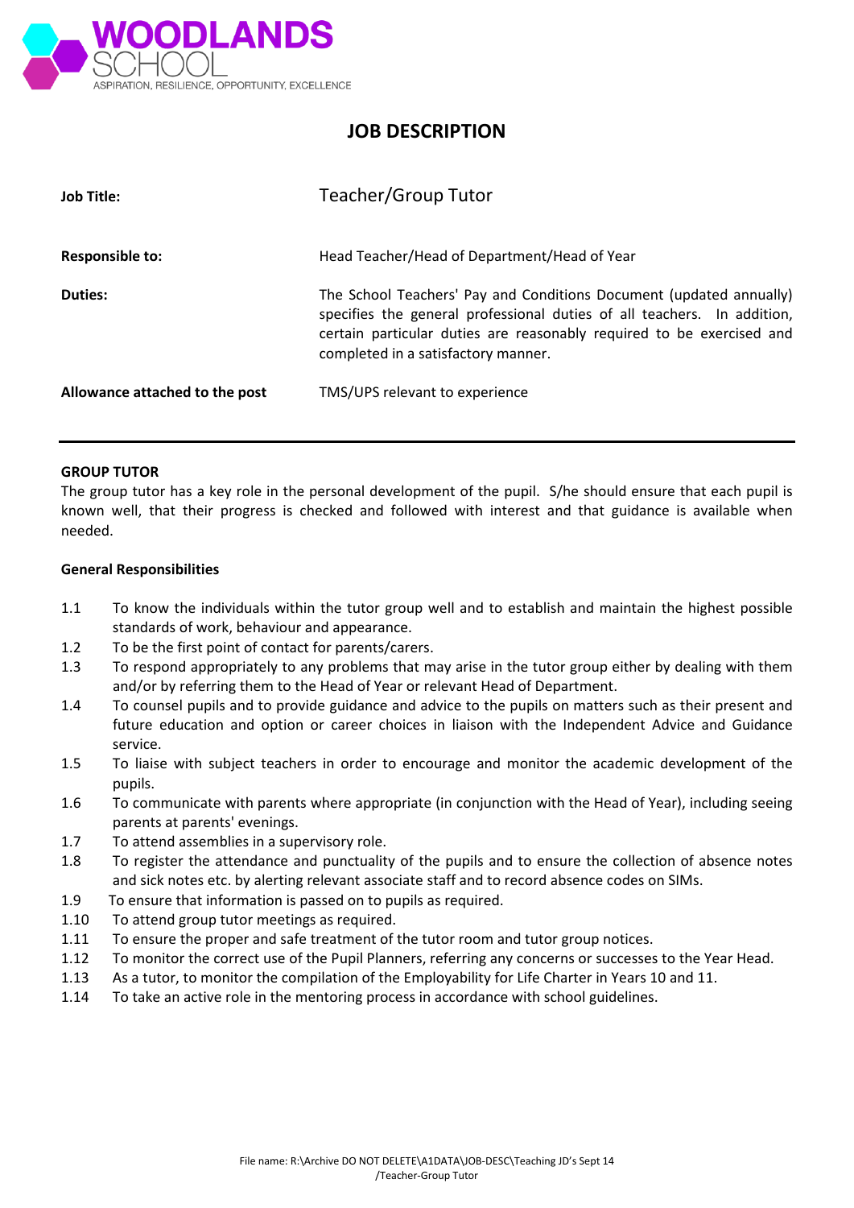**WOODLANDS SCHOOL**

ASPIRATION, RESILIENCE, OPPORTUNITY, EXCELLENCE

# JOB DESCRIPTION

| | |
|---|---|
| **Job Title:** | Teacher/Group Tutor |
| **Responsible to:** | Head Teacher/Head of Department/Head of Year |
| **Duties:** | The School Teachers' Pay and Conditions Document (updated annually) specifies the general professional duties of all teachers. In addition, certain particular duties are reasonably required to be exercised and completed in a satisfactory manner. |
| **Allowance attached to the post** | TMS/UPS relevant to experience |

---

**GROUP TUTOR**

The group tutor has a key role in the personal development of the pupil. S/he should ensure that each pupil is known well, that their progress is checked and followed with interest and that guidance is available when needed.

**General Responsibilities**

1.1 To know the individuals within the tutor group well and to establish and maintain the highest possible standards of work, behaviour and appearance.

1.2 To be the first point of contact for parents/carers.

1.3 To respond appropriately to any problems that may arise in the tutor group either by dealing with them and/or by referring them to the Head of Year or relevant Head of Department.

1.4 To counsel pupils and to provide guidance and advice to the pupils on matters such as their present and future education and option or career choices in liaison with the Independent Advice and Guidance service.

1.5 To liaise with subject teachers in order to encourage and monitor the academic development of the pupils.

1.6 To communicate with parents where appropriate (in conjunction with the Head of Year), including seeing parents at parents' evenings.

1.7 To attend assemblies in a supervisory role.

1.8 To register the attendance and punctuality of the pupils and to ensure the collection of absence notes and sick notes etc. by alerting relevant associate staff and to record absence codes on SIMs.

1.9 To ensure that information is passed on to pupils as required.

1.10 To attend group tutor meetings as required.

1.11 To ensure the proper and safe treatment of the tutor room and tutor group notices.

1.12 To monitor the correct use of the Pupil Planners, referring any concerns or successes to the Year Head.

1.13 As a tutor, to monitor the compilation of the Employability for Life Charter in Years 10 and 11.

1.14 To take an active role in the mentoring process in accordance with school guidelines.

File name: R:\Archive DO NOT DELETE\A1DATA\JOB-DESC\Teaching JD's Sept 14 /Teacher-Group Tutor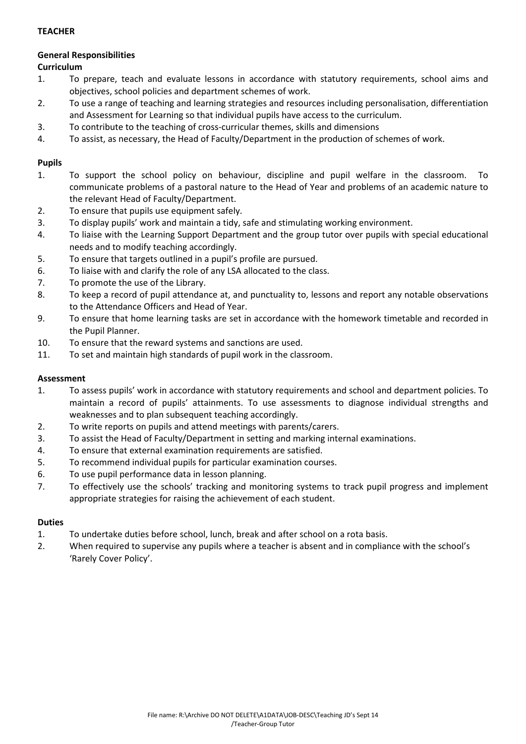**TEACHER**

**General Responsibilities**

**Curriculum**

1. To prepare, teach and evaluate lessons in accordance with statutory requirements, school aims and objectives, school policies and department schemes of work.
2. To use a range of teaching and learning strategies and resources including personalisation, differentiation and Assessment for Learning so that individual pupils have access to the curriculum.
3. To contribute to the teaching of cross-curricular themes, skills and dimensions
4. To assist, as necessary, the Head of Faculty/Department in the production of schemes of work.

**Pupils**

1. To support the school policy on behaviour, discipline and pupil welfare in the classroom. To communicate problems of a pastoral nature to the Head of Year and problems of an academic nature to the relevant Head of Faculty/Department.
2. To ensure that pupils use equipment safely.
3. To display pupils' work and maintain a tidy, safe and stimulating working environment.
4. To liaise with the Learning Support Department and the group tutor over pupils with special educational needs and to modify teaching accordingly.
5. To ensure that targets outlined in a pupil's profile are pursued.
6. To liaise with and clarify the role of any LSA allocated to the class.
7. To promote the use of the Library.
8. To keep a record of pupil attendance at, and punctuality to, lessons and report any notable observations to the Attendance Officers and Head of Year.
9. To ensure that home learning tasks are set in accordance with the homework timetable and recorded in the Pupil Planner.
10. To ensure that the reward systems and sanctions are used.
11. To set and maintain high standards of pupil work in the classroom.

**Assessment**

1. To assess pupils' work in accordance with statutory requirements and school and department policies. To maintain a record of pupils' attainments. To use assessments to diagnose individual strengths and weaknesses and to plan subsequent teaching accordingly.
2. To write reports on pupils and attend meetings with parents/carers.
3. To assist the Head of Faculty/Department in setting and marking internal examinations.
4. To ensure that external examination requirements are satisfied.
5. To recommend individual pupils for particular examination courses.
6. To use pupil performance data in lesson planning.
7. To effectively use the schools' tracking and monitoring systems to track pupil progress and implement appropriate strategies for raising the achievement of each student.

**Duties**

1. To undertake duties before school, lunch, break and after school on a rota basis.
2. When required to supervise any pupils where a teacher is absent and in compliance with the school's 'Rarely Cover Policy'.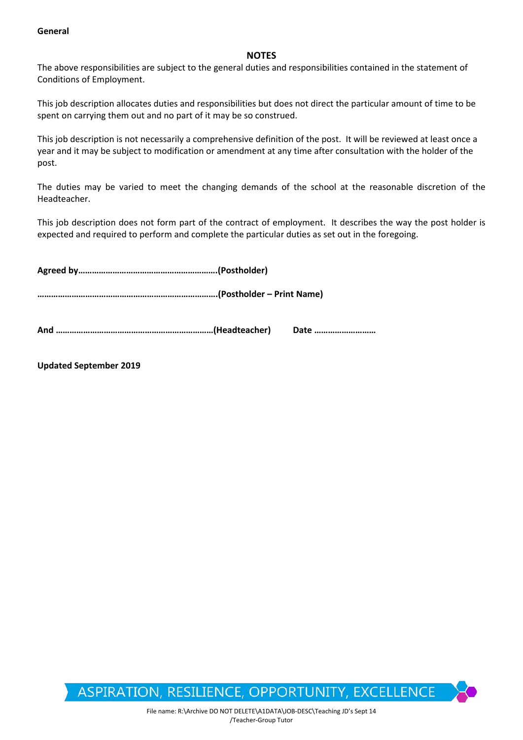**General**

## NOTES

The above responsibilities are subject to the general duties and responsibilities contained in the statement of Conditions of Employment.

This job description allocates duties and responsibilities but does not direct the particular amount of time to be spent on carrying them out and no part of it may be so construed.

This job description is not necessarily a comprehensive definition of the post. It will be reviewed at least once a year and it may be subject to modification or amendment at any time after consultation with the holder of the post.

The duties may be varied to meet the changing demands of the school at the reasonable discretion of the Headteacher.

This job description does not form part of the contract of employment. It describes the way the post holder is expected and required to perform and complete the particular duties as set out in the foregoing.

**Agreed by…………………………………………………….(Postholder)**

**…………………………………………………………………….(Postholder – Print Name)**

**And ……………………………………………………………(Headteacher)     Date ………………………**

**Updated September 2019**

ASPIRATION, RESILIENCE, OPPORTUNITY, EXCELLENCE

File name: R:\Archive DO NOT DELETE\A1DATA\JOB-DESC\Teaching JD's Sept 14 /Teacher-Group Tutor